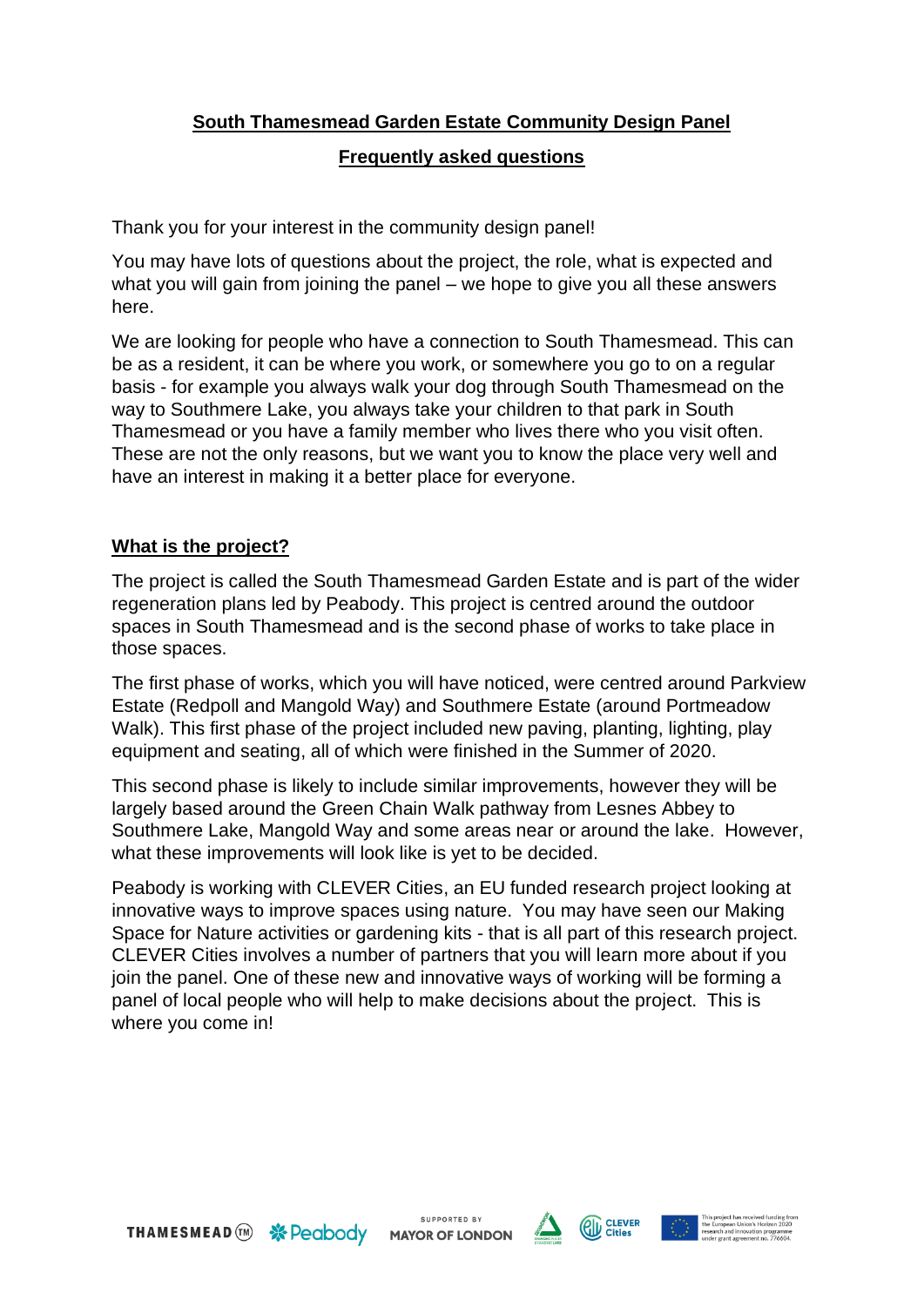# South Thamesmead Garden Estate Community Design Panel

## Frequently asked questions

Thank you for your interest in the community design panel!

You may have lots of questions about the project, the role, what is expected and what you will gain from joining the panel – we hope to give you all these answers here.

We are looking for people who have a connection to South Thamesmead. This can be as a resident, it can be where you work, or somewhere you go to on a regular basis - for example you always walk your dog through South Thamesmead on the way to Southmere Lake, you always take your children to that park in South Thamesmead or you have a family member who lives there who you visit often. These are not the only reasons, but we want you to know the place very well and have an interest in making it a better place for everyone.

### What is the project?

The project is called the South Thamesmead Garden Estate and is part of the wider regeneration plans led by Peabody. This project is centred around the outdoor spaces in South Thamesmead and is the second phase of works to take place in those spaces.

The first phase of works, which you will have noticed, were centred around Parkview Estate (Redpoll and Mangold Way) and Southmere Estate (around Portmeadow Walk). This first phase of the project included new paving, planting, lighting, play equipment and seating, all of which were finished in the Summer of 2020.

This second phase is likely to include similar improvements, however they will be largely based around the Green Chain Walk pathway from Lesnes Abbey to Southmere Lake, Mangold Way and some areas near or around the lake. However, what these improvements will look like is yet to be decided.

Peabody is working with CLEVER Cities, an EU funded research project looking at innovative ways to improve spaces using nature. You may have seen our Making Space for Nature activities or gardening kits - that is all part of this research project. CLEVER Cities involves a number of partners that you will learn more about if you join the panel. One of these new and innovative ways of working will be forming a panel of local people who will help to make decisions about the project. This is where you come in!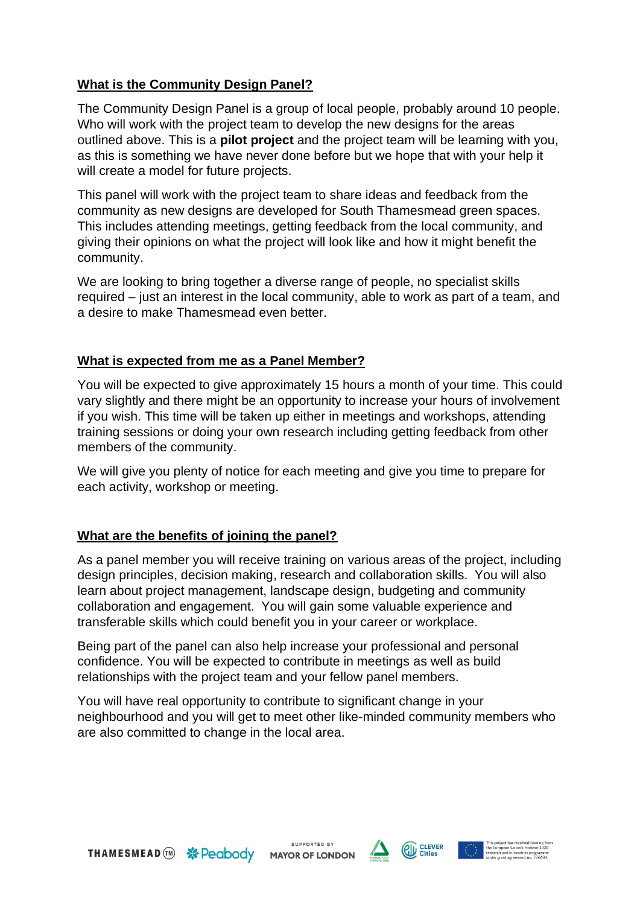## What is the Community Design Panel?

The Community Design Panel is a group of local people, probably around 10 people. Who will work with the project team to develop the new designs for the areas outlined above. This is a **pilot project** and the project team will be learning with you, as this is something we have never done before but we hope that with your help it will create a model for future projects.

This panel will work with the project team to share ideas and feedback from the community as new designs are developed for South Thamesmead green spaces. This includes attending meetings, getting feedback from the local community, and giving their opinions on what the project will look like and how it might benefit the community.

We are looking to bring together a diverse range of people, no specialist skills required – just an interest in the local community, able to work as part of a team, and a desire to make Thamesmead even better.

## What is expected from me as a Panel Member?

You will be expected to give approximately 15 hours a month of your time. This could vary slightly and there might be an opportunity to increase your hours of involvement if you wish. This time will be taken up either in meetings and workshops, attending training sessions or doing your own research including getting feedback from other members of the community.

We will give you plenty of notice for each meeting and give you time to prepare for each activity, workshop or meeting.

## What are the benefits of joining the panel?

As a panel member you will receive training on various areas of the project, including design principles, decision making, research and collaboration skills. You will also learn about project management, landscape design, budgeting and community collaboration and engagement. You will gain some valuable experience and transferable skills which could benefit you in your career or workplace.

Being part of the panel can also help increase your professional and personal confidence. You will be expected to contribute in meetings as well as build relationships with the project team and your fellow panel members.

You will have real opportunity to contribute to significant change in your neighbourhood and you will get to meet other like-minded community members who are also committed to change in the local area.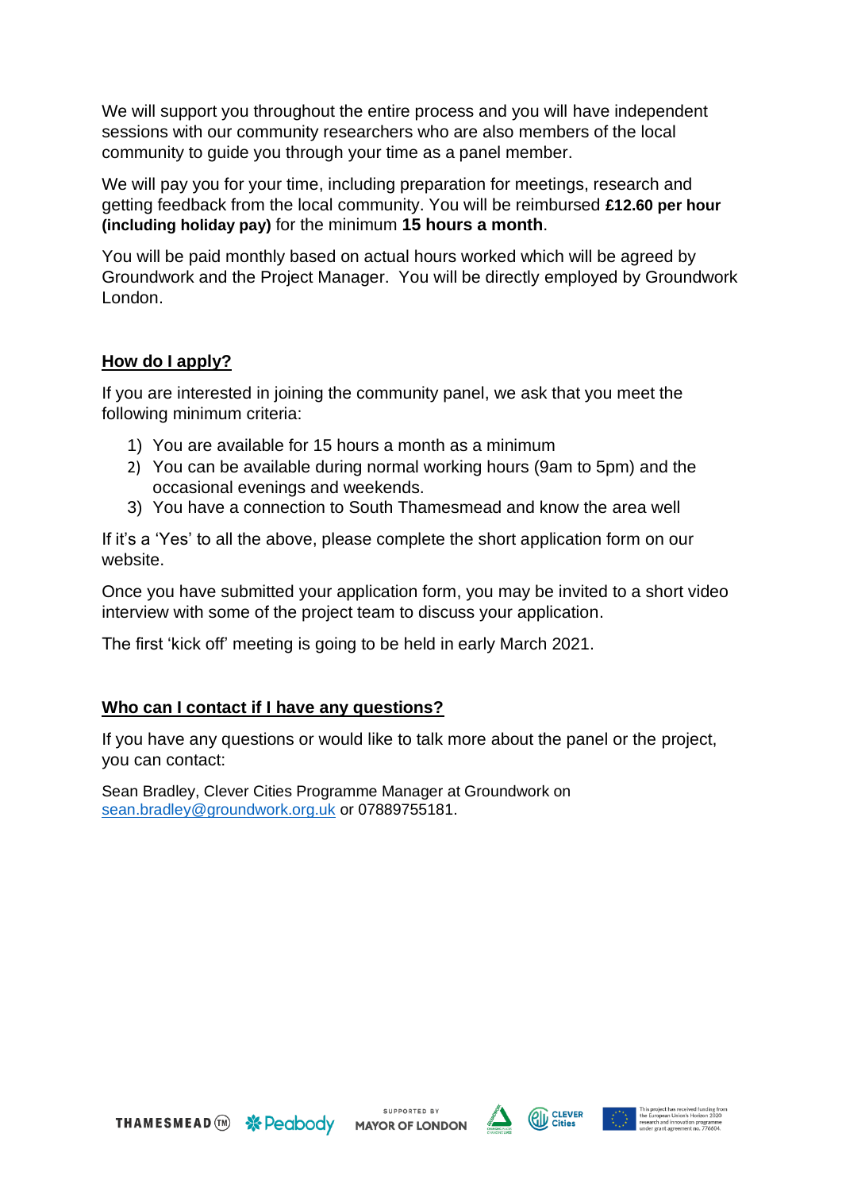We will support you throughout the entire process and you will have independent sessions with our community researchers who are also members of the local community to guide you through your time as a panel member.

We will pay you for your time, including preparation for meetings, research and getting feedback from the local community. You will be reimbursed **£12.60 per hour (including holiday pay)** for the minimum **15 hours a month**.

You will be paid monthly based on actual hours worked which will be agreed by Groundwork and the Project Manager. You will be directly employed by Groundwork London.

## How do I apply?

If you are interested in joining the community panel, we ask that you meet the following minimum criteria:

1) You are available for 15 hours a month as a minimum
2) You can be available during normal working hours (9am to 5pm) and the occasional evenings and weekends.
3) You have a connection to South Thamesmead and know the area well

If it's a 'Yes' to all the above, please complete the short application form on our website.

Once you have submitted your application form, you may be invited to a short video interview with some of the project team to discuss your application.

The first 'kick off' meeting is going to be held in early March 2021.

## Who can I contact if I have any questions?

If you have any questions or would like to talk more about the panel or the project, you can contact:

Sean Bradley, Clever Cities Programme Manager at Groundwork on sean.bradley@groundwork.org.uk or 07889755181.

THAMESMEAD Peabody SUPPORTED BY MAYOR OF LONDON CLEVER Cities

This project has received funding from the European Union's Horizon 2020 research and innovation programme under grant agreement no. 776604.